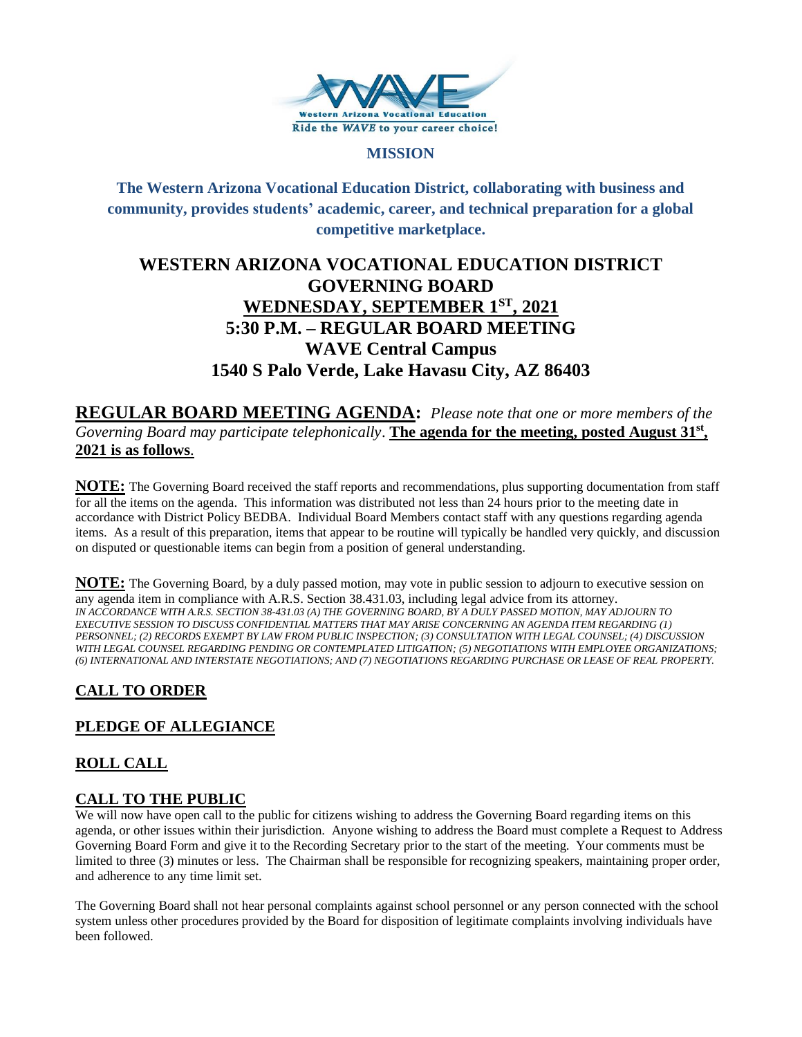Western Arizona Vocational Education
Ride the *WAVE* to your career choice!

**MISSION**

**The Western Arizona Vocational Education District, collaborating with business and community, provides students' academic, career, and technical preparation for a global competitive marketplace.**

# WESTERN ARIZONA VOCATIONAL EDUCATION DISTRICT GOVERNING BOARD

## WEDNESDAY, SEPTEMBER 1ST, 2021
## 5:30 P.M. – REGULAR BOARD MEETING
## WAVE Central Campus
## 1540 S Palo Verde, Lake Havasu City, AZ 86403

**REGULAR BOARD MEETING AGENDA:** *Please note that one or more members of the Governing Board may participate telephonically*. **The agenda for the meeting, posted August 31st, 2021 is as follows**.

**NOTE:** The Governing Board received the staff reports and recommendations, plus supporting documentation from staff for all the items on the agenda. This information was distributed not less than 24 hours prior to the meeting date in accordance with District Policy BEDBA. Individual Board Members contact staff with any questions regarding agenda items. As a result of this preparation, items that appear to be routine will typically be handled very quickly, and discussion on disputed or questionable items can begin from a position of general understanding.

**NOTE:** The Governing Board, by a duly passed motion, may vote in public session to adjourn to executive session on any agenda item in compliance with A.R.S. Section 38.431.03, including legal advice from its attorney.
*IN ACCORDANCE WITH A.R.S. SECTION 38-431.03 (A) THE GOVERNING BOARD, BY A DULY PASSED MOTION, MAY ADJOURN TO EXECUTIVE SESSION TO DISCUSS CONFIDENTIAL MATTERS THAT MAY ARISE CONCERNING AN AGENDA ITEM REGARDING (1) PERSONNEL; (2) RECORDS EXEMPT BY LAW FROM PUBLIC INSPECTION; (3) CONSULTATION WITH LEGAL COUNSEL; (4) DISCUSSION WITH LEGAL COUNSEL REGARDING PENDING OR CONTEMPLATED LITIGATION; (5) NEGOTIATIONS WITH EMPLOYEE ORGANIZATIONS; (6) INTERNATIONAL AND INTERSTATE NEGOTIATIONS; AND (7) NEGOTIATIONS REGARDING PURCHASE OR LEASE OF REAL PROPERTY.*

## CALL TO ORDER

## PLEDGE OF ALLEGIANCE

## ROLL CALL

## CALL TO THE PUBLIC

We will now have open call to the public for citizens wishing to address the Governing Board regarding items on this agenda, or other issues within their jurisdiction. Anyone wishing to address the Board must complete a Request to Address Governing Board Form and give it to the Recording Secretary prior to the start of the meeting. Your comments must be limited to three (3) minutes or less. The Chairman shall be responsible for recognizing speakers, maintaining proper order, and adherence to any time limit set.

The Governing Board shall not hear personal complaints against school personnel or any person connected with the school system unless other procedures provided by the Board for disposition of legitimate complaints involving individuals have been followed.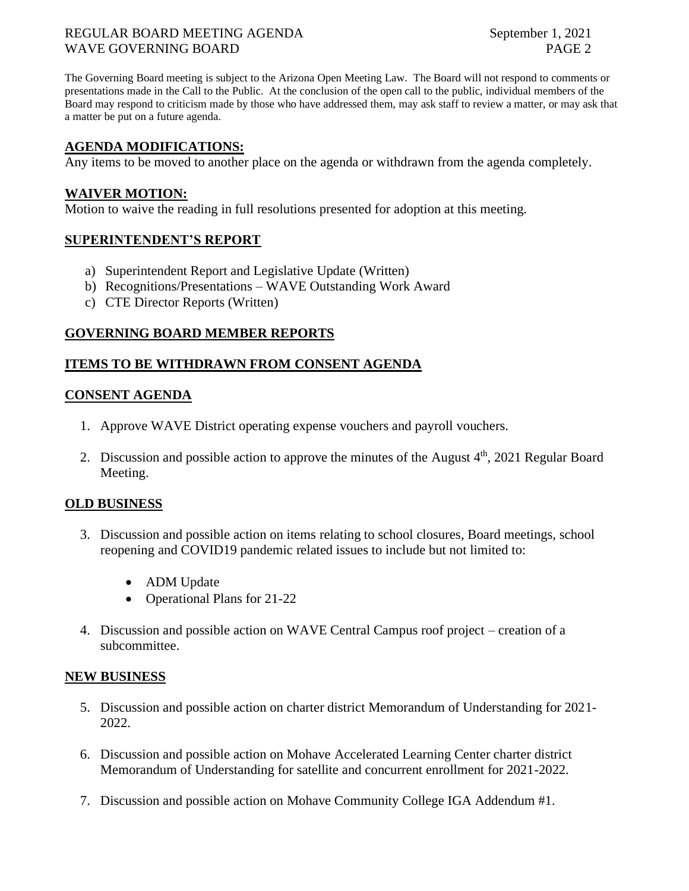The Governing Board meeting is subject to the Arizona Open Meeting Law. The Board will not respond to comments or presentations made in the Call to the Public. At the conclusion of the open call to the public, individual members of the Board may respond to criticism made by those who have addressed them, may ask staff to review a matter, or may ask that a matter be put on a future agenda.

## AGENDA MODIFICATIONS:

Any items to be moved to another place on the agenda or withdrawn from the agenda completely.

## WAIVER MOTION:

Motion to waive the reading in full resolutions presented for adoption at this meeting.

## SUPERINTENDENT'S REPORT

a) Superintendent Report and Legislative Update (Written)
b) Recognitions/Presentations – WAVE Outstanding Work Award
c) CTE Director Reports (Written)

## GOVERNING BOARD MEMBER REPORTS

## ITEMS TO BE WITHDRAWN FROM CONSENT AGENDA

## CONSENT AGENDA

1. Approve WAVE District operating expense vouchers and payroll vouchers.

2. Discussion and possible action to approve the minutes of the August 4th, 2021 Regular Board Meeting.

## OLD BUSINESS

3. Discussion and possible action on items relating to school closures, Board meetings, school reopening and COVID19 pandemic related issues to include but not limited to:

    - ADM Update
    - Operational Plans for 21-22

4. Discussion and possible action on WAVE Central Campus roof project – creation of a subcommittee.

## NEW BUSINESS

5. Discussion and possible action on charter district Memorandum of Understanding for 2021-2022.

6. Discussion and possible action on Mohave Accelerated Learning Center charter district Memorandum of Understanding for satellite and concurrent enrollment for 2021-2022.

7. Discussion and possible action on Mohave Community College IGA Addendum #1.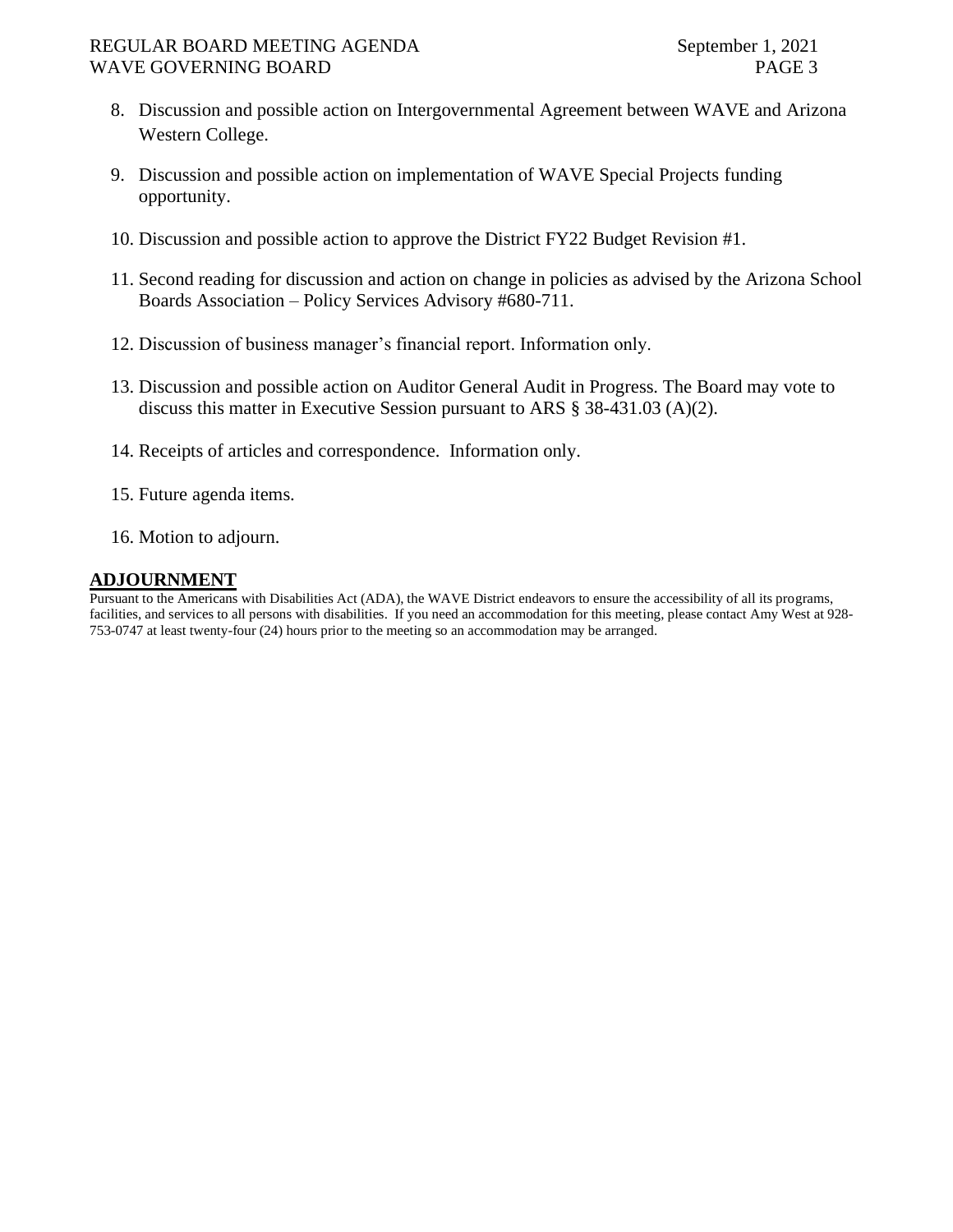8. Discussion and possible action on Intergovernmental Agreement between WAVE and Arizona Western College.

9. Discussion and possible action on implementation of WAVE Special Projects funding opportunity.

10. Discussion and possible action to approve the District FY22 Budget Revision #1.

11. Second reading for discussion and action on change in policies as advised by the Arizona School Boards Association – Policy Services Advisory #680-711.

12. Discussion of business manager's financial report. Information only.

13. Discussion and possible action on Auditor General Audit in Progress. The Board may vote to discuss this matter in Executive Session pursuant to ARS § 38-431.03 (A)(2).

14. Receipts of articles and correspondence. Information only.

15. Future agenda items.

16. Motion to adjourn.

## ADJOURNMENT

Pursuant to the Americans with Disabilities Act (ADA), the WAVE District endeavors to ensure the accessibility of all its programs, facilities, and services to all persons with disabilities. If you need an accommodation for this meeting, please contact Amy West at 928-753-0747 at least twenty-four (24) hours prior to the meeting so an accommodation may be arranged.